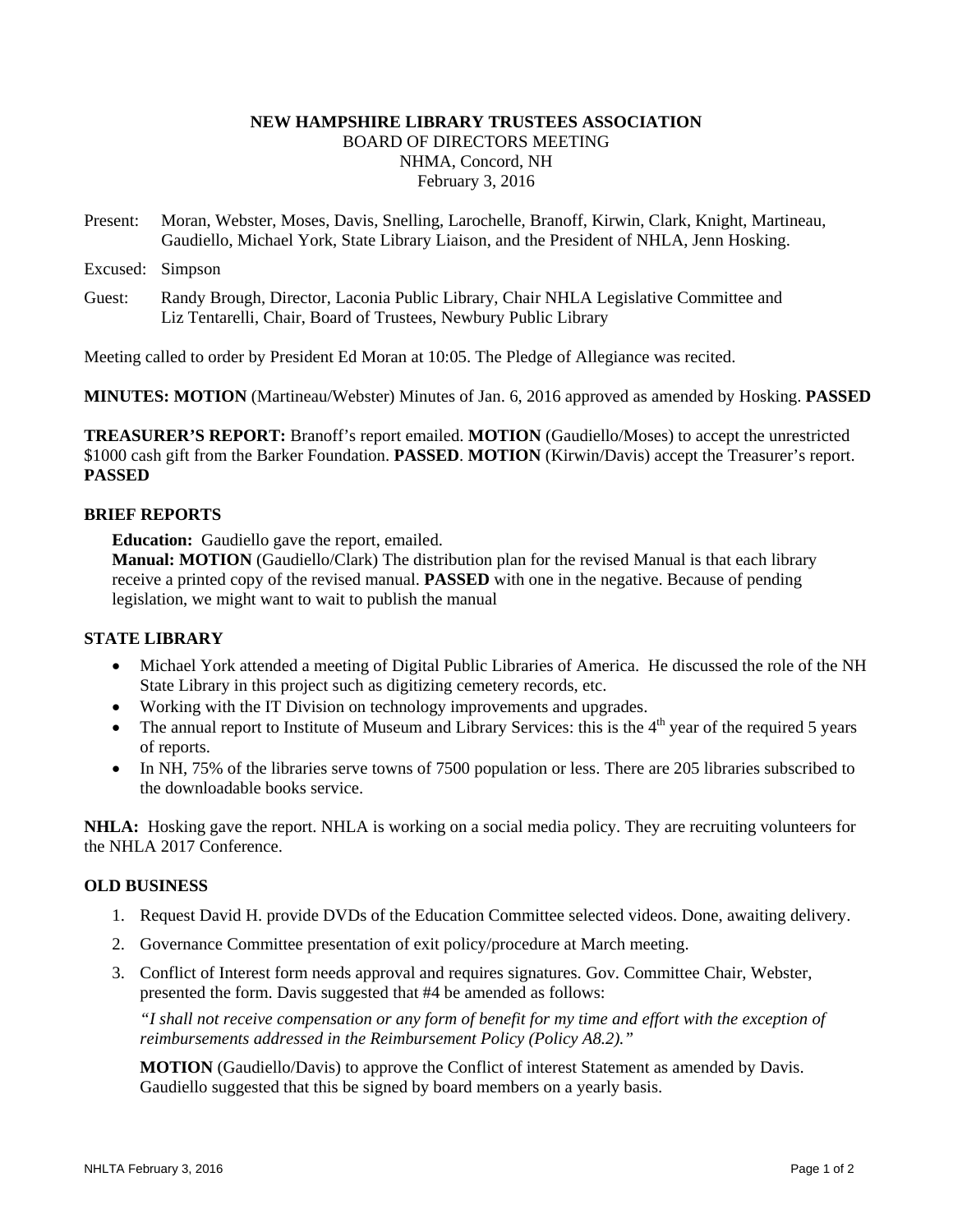**NEW HAMPSHIRE LIBRARY TRUSTEES ASSOCIATION**
BOARD OF DIRECTORS MEETING
NHMA, Concord, NH
February 3, 2016

Present: Moran, Webster, Moses, Davis, Snelling, Larochelle, Branoff, Kirwin, Clark, Knight, Martineau, Gaudiello, Michael York, State Library Liaison, and the President of NHLA, Jenn Hosking.

Excused: Simpson

Guest: Randy Brough, Director, Laconia Public Library, Chair NHLA Legislative Committee and Liz Tentarelli, Chair, Board of Trustees, Newbury Public Library

Meeting called to order by President Ed Moran at 10:05. The Pledge of Allegiance was recited.

**MINUTES: MOTION** (Martineau/Webster) Minutes of Jan. 6, 2016 approved as amended by Hosking. **PASSED**

**TREASURER'S REPORT:** Branoff's report emailed. **MOTION** (Gaudiello/Moses) to accept the unrestricted $1000 cash gift from the Barker Foundation. **PASSED**. **MOTION** (Kirwin/Davis) accept the Treasurer's report. **PASSED**

**BRIEF REPORTS**

**Education:** Gaudiello gave the report, emailed.
**Manual: MOTION** (Gaudiello/Clark) The distribution plan for the revised Manual is that each library receive a printed copy of the revised manual. **PASSED** with one in the negative. Because of pending legislation, we might want to wait to publish the manual

**STATE LIBRARY**

- Michael York attended a meeting of Digital Public Libraries of America. He discussed the role of the NH State Library in this project such as digitizing cemetery records, etc.
- Working with the IT Division on technology improvements and upgrades.
- The annual report to Institute of Museum and Library Services: this is the 4th year of the required 5 years of reports.
- In NH, 75% of the libraries serve towns of 7500 population or less. There are 205 libraries subscribed to the downloadable books service.

**NHLA:** Hosking gave the report. NHLA is working on a social media policy. They are recruiting volunteers for the NHLA 2017 Conference.

**OLD BUSINESS**

1. Request David H. provide DVDs of the Education Committee selected videos. Done, awaiting delivery.
2. Governance Committee presentation of exit policy/procedure at March meeting.
3. Conflict of Interest form needs approval and requires signatures. Gov. Committee Chair, Webster, presented the form. Davis suggested that #4 be amended as follows:

   *"I shall not receive compensation or any form of benefit for my time and effort with the exception of reimbursements addressed in the Reimbursement Policy (Policy A8.2)."*

   **MOTION** (Gaudiello/Davis) to approve the Conflict of interest Statement as amended by Davis. Gaudiello suggested that this be signed by board members on a yearly basis.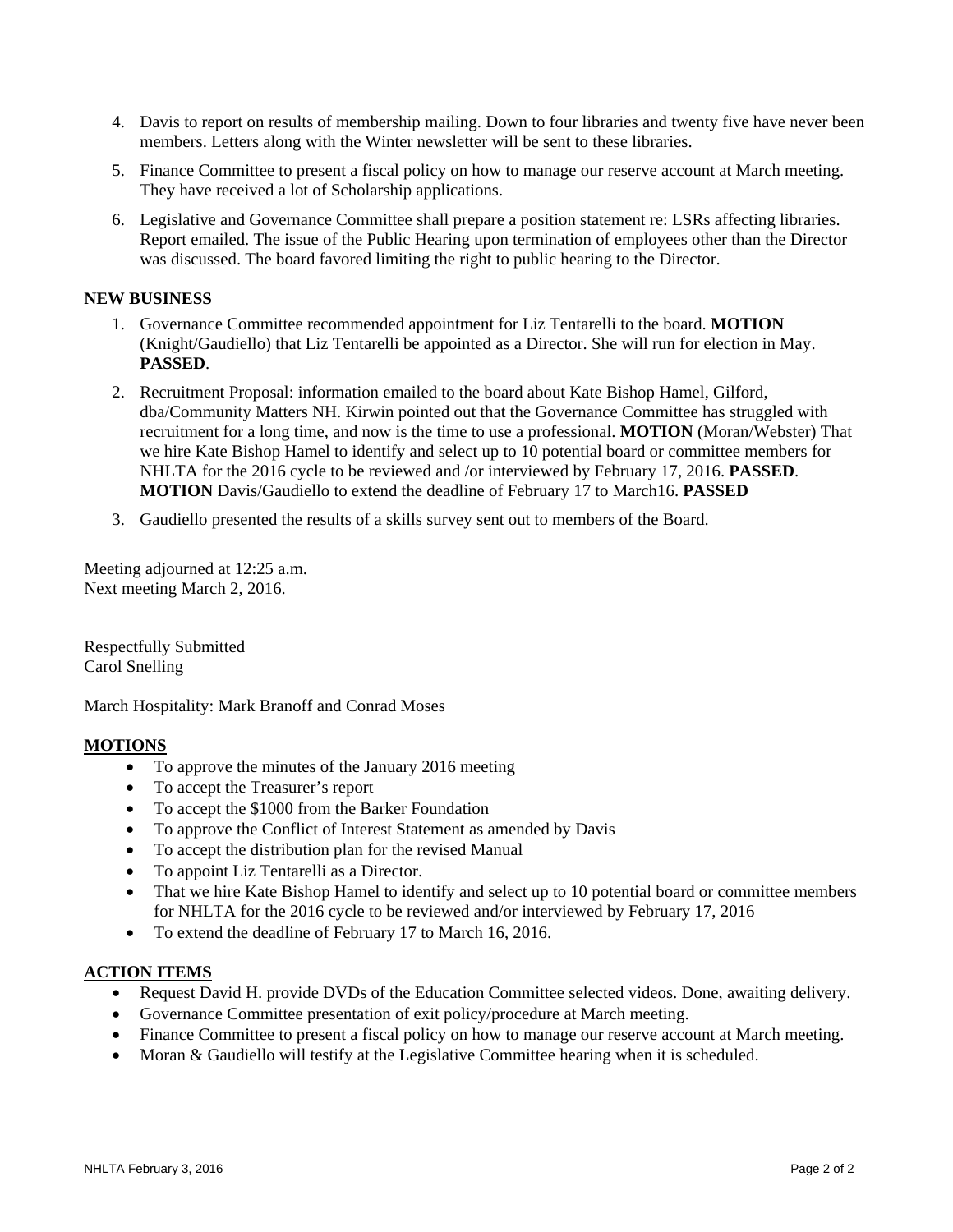4. Davis to report on results of membership mailing. Down to four libraries and twenty five have never been members. Letters along with the Winter newsletter will be sent to these libraries.
5. Finance Committee to present a fiscal policy on how to manage our reserve account at March meeting. They have received a lot of Scholarship applications.
6. Legislative and Governance Committee shall prepare a position statement re: LSRs affecting libraries. Report emailed. The issue of the Public Hearing upon termination of employees other than the Director was discussed. The board favored limiting the right to public hearing to the Director.

**NEW BUSINESS**

1. Governance Committee recommended appointment for Liz Tentarelli to the board. **MOTION** (Knight/Gaudiello) that Liz Tentarelli be appointed as a Director. She will run for election in May. **PASSED**.
2. Recruitment Proposal: information emailed to the board about Kate Bishop Hamel, Gilford, dba/Community Matters NH. Kirwin pointed out that the Governance Committee has struggled with recruitment for a long time, and now is the time to use a professional. **MOTION** (Moran/Webster) That we hire Kate Bishop Hamel to identify and select up to 10 potential board or committee members for NHLTA for the 2016 cycle to be reviewed and /or interviewed by February 17, 2016. **PASSED**. **MOTION** Davis/Gaudiello to extend the deadline of February 17 to March16. **PASSED**
3. Gaudiello presented the results of a skills survey sent out to members of the Board.

Meeting adjourned at 12:25 a.m.
Next meeting March 2, 2016.

Respectfully Submitted
Carol Snelling

March Hospitality: Mark Branoff and Conrad Moses

**MOTIONS**

- To approve the minutes of the January 2016 meeting
- To accept the Treasurer's report
- To accept the $1000 from the Barker Foundation
- To approve the Conflict of Interest Statement as amended by Davis
- To accept the distribution plan for the revised Manual
- To appoint Liz Tentarelli as a Director.
- That we hire Kate Bishop Hamel to identify and select up to 10 potential board or committee members for NHLTA for the 2016 cycle to be reviewed and/or interviewed by February 17, 2016
- To extend the deadline of February 17 to March 16, 2016.

**ACTION ITEMS**

- Request David H. provide DVDs of the Education Committee selected videos. Done, awaiting delivery.
- Governance Committee presentation of exit policy/procedure at March meeting.
- Finance Committee to present a fiscal policy on how to manage our reserve account at March meeting.
- Moran & Gaudiello will testify at the Legislative Committee hearing when it is scheduled.